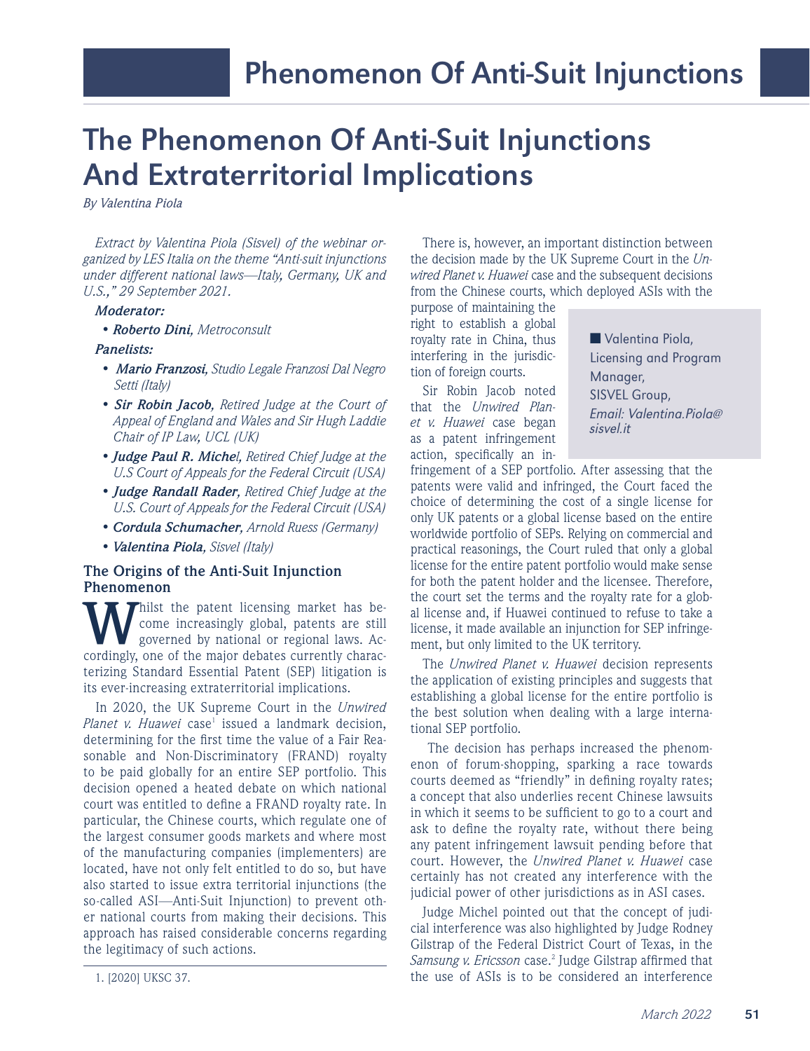# The Phenomenon Of Anti-Suit Injunctions And Extraterritorial Implications

*By Valentina Piola*

*Extract by Valentina Piola (Sisvel) of the webinar organized by LES Italia on the theme "Anti-suit injunctions under different national laws—Italy, Germany, UK and U.S.," 29 September 2021.*

***Moderator:***

- ***Roberto Dini,*** *Metroconsult*

***Panelists:***

- ***Mario Franzosi,*** *Studio Legale Franzosi Dal Negro Setti (Italy)*
- ***Sir Robin Jacob,*** *Retired Judge at the Court of Appeal of England and Wales and Sir Hugh Laddie Chair of IP Law, UCL (UK)*
- ***Judge Paul R. Michel,*** *Retired Chief Judge at the U.S Court of Appeals for the Federal Circuit (USA)*
- ***Judge Randall Rader,*** *Retired Chief Judge at the U.S. Court of Appeals for the Federal Circuit (USA)*
- ***Cordula Schumacher,*** *Arnold Ruess (Germany)*
- ***Valentina Piola,*** *Sisvel (Italy)*

## The Origins of the Anti-Suit Injunction Phenomenon

Whilst the patent licensing market has become increasingly global, patents are still governed by national or regional laws. Accordingly, one of the major debates currently characterizing Standard Essential Patent (SEP) litigation is its ever-increasing extraterritorial implications.

In 2020, the UK Supreme Court in the *Unwired Planet v. Huawei* case[1] issued a landmark decision, determining for the first time the value of a Fair Reasonable and Non-Discriminatory (FRAND) royalty to be paid globally for an entire SEP portfolio. This decision opened a heated debate on which national court was entitled to define a FRAND royalty rate. In particular, the Chinese courts, which regulate one of the largest consumer goods markets and where most of the manufacturing companies (implementers) are located, have not only felt entitled to do so, but have also started to issue extra territorial injunctions (the so-called ASI—Anti-Suit Injunction) to prevent other national courts from making their decisions. This approach has raised considerable concerns regarding the legitimacy of such actions.

There is, however, an important distinction between the decision made by the UK Supreme Court in the *Unwired Planet v. Huawei* case and the subsequent decisions from the Chinese courts, which deployed ASIs with the purpose of maintaining the right to establish a global royalty rate in China, thus interfering in the jurisdiction of foreign courts.

Sir Robin Jacob noted that the *Unwired Planet v. Huawei* case began as a patent infringement action, specifically an infringement of a SEP portfolio. After assessing that the patents were valid and infringed, the Court faced the choice of determining the cost of a single license for only UK patents or a global license based on the entire worldwide portfolio of SEPs. Relying on commercial and practical reasonings, the Court ruled that only a global license for the entire patent portfolio would make sense for both the patent holder and the licensee. Therefore, the court set the terms and the royalty rate for a global license and, if Huawei continued to refuse to take a license, it made available an injunction for SEP infringement, but only limited to the UK territory.

The *Unwired Planet v. Huawei* decision represents the application of existing principles and suggests that establishing a global license for the entire portfolio is the best solution when dealing with a large international SEP portfolio.

The decision has perhaps increased the phenomenon of forum-shopping, sparking a race towards courts deemed as "friendly" in defining royalty rates; a concept that also underlies recent Chinese lawsuits in which it seems to be sufficient to go to a court and ask to define the royalty rate, without there being any patent infringement lawsuit pending before that court. However, the *Unwired Planet v. Huawei* case certainly has not created any interference with the judicial power of other jurisdictions as in ASI cases.

Judge Michel pointed out that the concept of judicial interference was also highlighted by Judge Rodney Gilstrap of the Federal District Court of Texas, in the *Samsung v. Ericsson* case.[2] Judge Gilstrap affirmed that the use of ASIs is to be considered an interference

■ Valentina Piola, Licensing and Program Manager, SISVEL Group, *Email: Valentina.Piola@sisvel.it*

1. [2020] UKSC 37.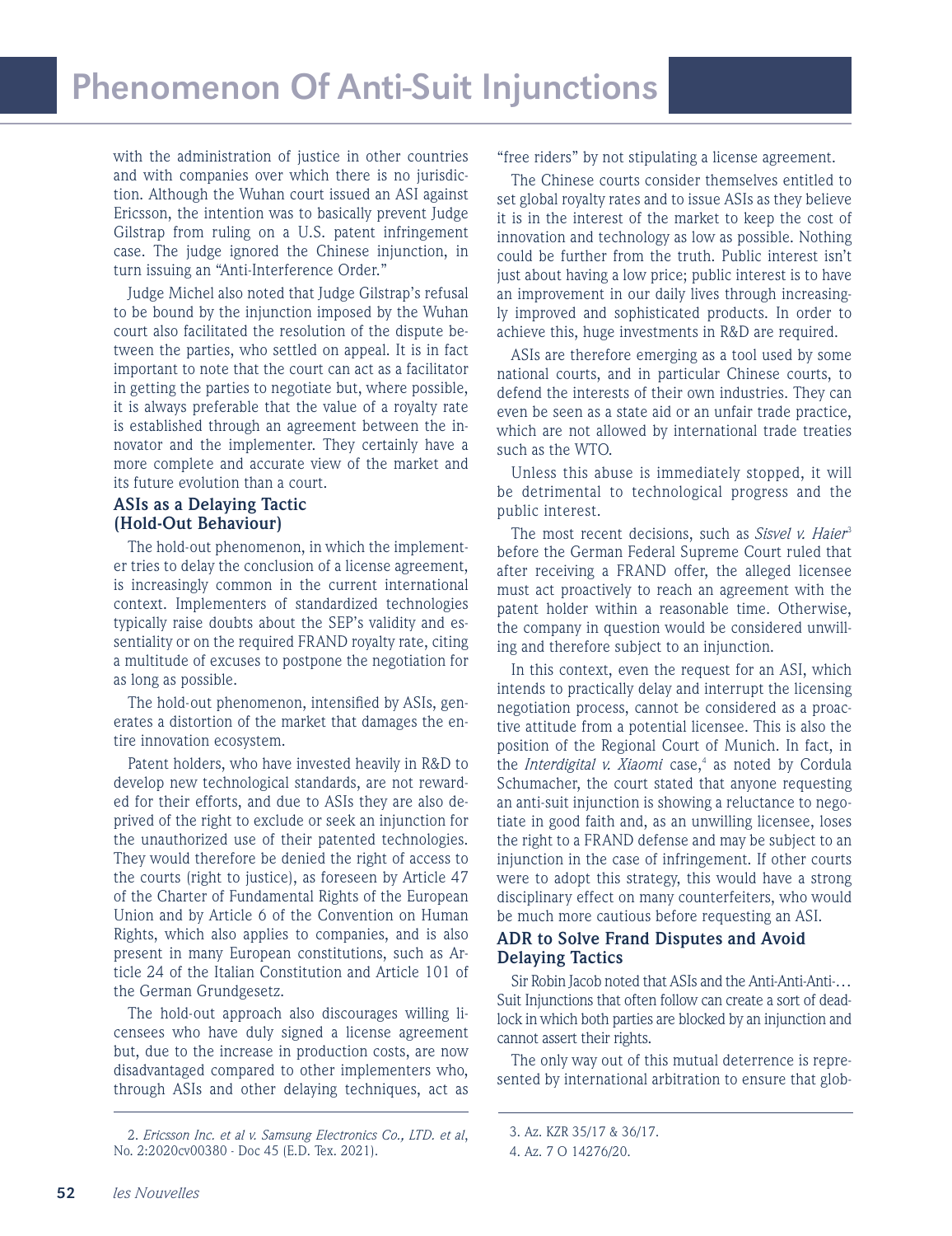with the administration of justice in other countries and with companies over which there is no jurisdiction. Although the Wuhan court issued an ASI against Ericsson, the intention was to basically prevent Judge Gilstrap from ruling on a U.S. patent infringement case. The judge ignored the Chinese injunction, in turn issuing an "Anti-Interference Order."

Judge Michel also noted that Judge Gilstrap's refusal to be bound by the injunction imposed by the Wuhan court also facilitated the resolution of the dispute between the parties, who settled on appeal. It is in fact important to note that the court can act as a facilitator in getting the parties to negotiate but, where possible, it is always preferable that the value of a royalty rate is established through an agreement between the innovator and the implementer. They certainly have a more complete and accurate view of the market and its future evolution than a court.

### ASIs as a Delaying Tactic (Hold-Out Behaviour)

The hold-out phenomenon, in which the implementer tries to delay the conclusion of a license agreement, is increasingly common in the current international context. Implementers of standardized technologies typically raise doubts about the SEP's validity and essentiality or on the required FRAND royalty rate, citing a multitude of excuses to postpone the negotiation for as long as possible.

The hold-out phenomenon, intensified by ASIs, generates a distortion of the market that damages the entire innovation ecosystem.

Patent holders, who have invested heavily in R&D to develop new technological standards, are not rewarded for their efforts, and due to ASIs they are also deprived of the right to exclude or seek an injunction for the unauthorized use of their patented technologies. They would therefore be denied the right of access to the courts (right to justice), as foreseen by Article 47 of the Charter of Fundamental Rights of the European Union and by Article 6 of the Convention on Human Rights, which also applies to companies, and is also present in many European constitutions, such as Article 24 of the Italian Constitution and Article 101 of the German Grundgesetz.

The hold-out approach also discourages willing licensees who have duly signed a license agreement but, due to the increase in production costs, are now disadvantaged compared to other implementers who, through ASIs and other delaying techniques, act as "free riders" by not stipulating a license agreement.

The Chinese courts consider themselves entitled to set global royalty rates and to issue ASIs as they believe it is in the interest of the market to keep the cost of innovation and technology as low as possible. Nothing could be further from the truth. Public interest isn't just about having a low price; public interest is to have an improvement in our daily lives through increasingly improved and sophisticated products. In order to achieve this, huge investments in R&D are required.

ASIs are therefore emerging as a tool used by some national courts, and in particular Chinese courts, to defend the interests of their own industries. They can even be seen as a state aid or an unfair trade practice, which are not allowed by international trade treaties such as the WTO.

Unless this abuse is immediately stopped, it will be detrimental to technological progress and the public interest.

The most recent decisions, such as *Sisvel v. Haier*[3] before the German Federal Supreme Court ruled that after receiving a FRAND offer, the alleged licensee must act proactively to reach an agreement with the patent holder within a reasonable time. Otherwise, the company in question would be considered unwilling and therefore subject to an injunction.

In this context, even the request for an ASI, which intends to practically delay and interrupt the licensing negotiation process, cannot be considered as a proactive attitude from a potential licensee. This is also the position of the Regional Court of Munich. In fact, in the *Interdigital v. Xiaomi* case,[4] as noted by Cordula Schumacher, the court stated that anyone requesting an anti-suit injunction is showing a reluctance to negotiate in good faith and, as an unwilling licensee, loses the right to a FRAND defense and may be subject to an injunction in the case of infringement. If other courts were to adopt this strategy, this would have a strong disciplinary effect on many counterfeiters, who would be much more cautious before requesting an ASI.

### ADR to Solve Frand Disputes and Avoid Delaying Tactics

Sir Robin Jacob noted that ASIs and the Anti-Anti-Anti-… Suit Injunctions that often follow can create a sort of deadlock in which both parties are blocked by an injunction and cannot assert their rights.

The only way out of this mutual deterrence is represented by international arbitration to ensure that glob-

---

2. *Ericsson Inc. et al v. Samsung Electronics Co., LTD. et al*, No. 2:2020cv00380 - Doc 45 (E.D. Tex. 2021).

3. Az. KZR 35/17 & 36/17.

4. Az. 7 O 14276/20.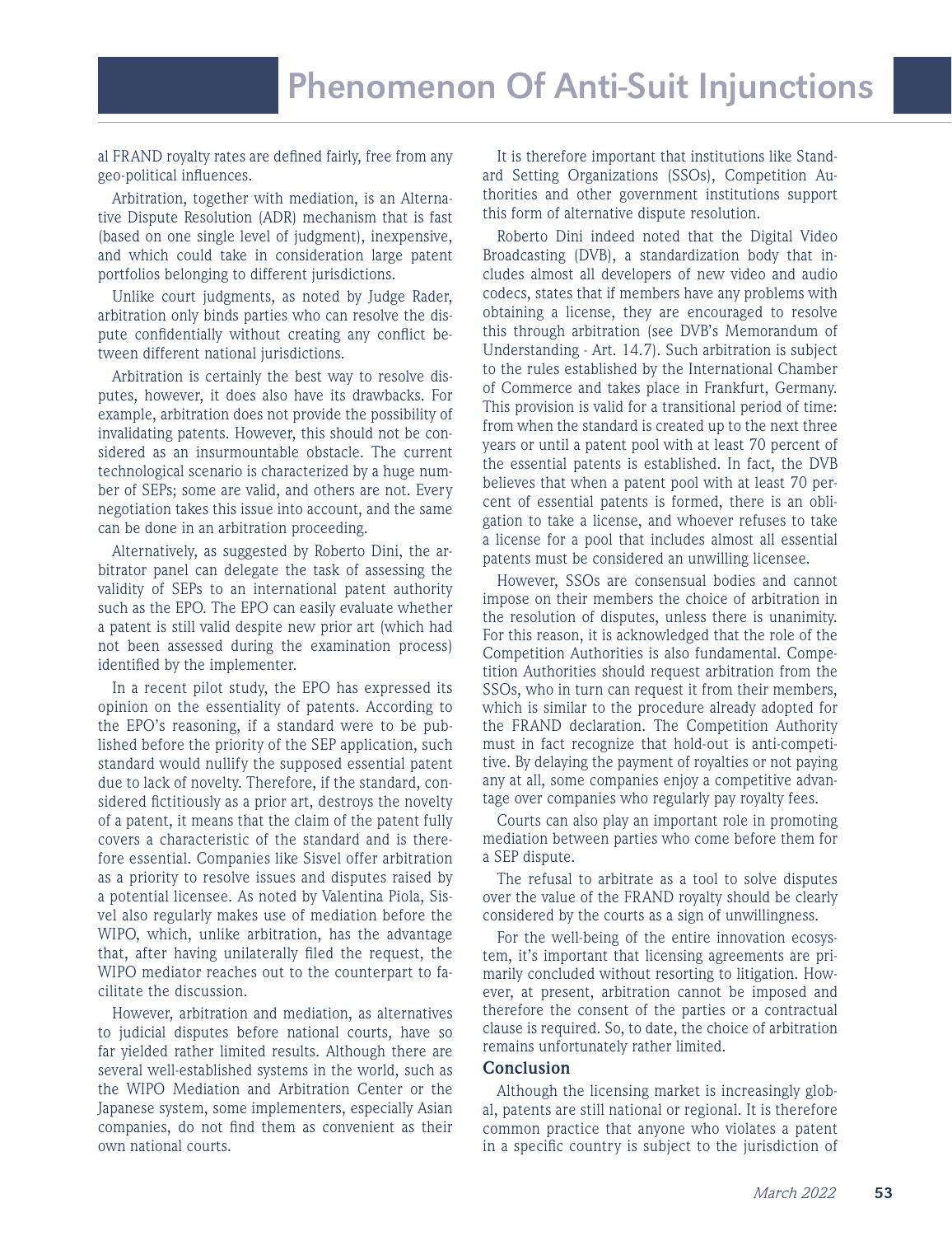al FRAND royalty rates are defined fairly, free from any geo-political influences.

Arbitration, together with mediation, is an Alternative Dispute Resolution (ADR) mechanism that is fast (based on one single level of judgment), inexpensive, and which could take in consideration large patent portfolios belonging to different jurisdictions.

Unlike court judgments, as noted by Judge Rader, arbitration only binds parties who can resolve the dispute confidentially without creating any conflict between different national jurisdictions.

Arbitration is certainly the best way to resolve disputes, however, it does also have its drawbacks. For example, arbitration does not provide the possibility of invalidating patents. However, this should not be considered as an insurmountable obstacle. The current technological scenario is characterized by a huge number of SEPs; some are valid, and others are not. Every negotiation takes this issue into account, and the same can be done in an arbitration proceeding.

Alternatively, as suggested by Roberto Dini, the arbitrator panel can delegate the task of assessing the validity of SEPs to an international patent authority such as the EPO. The EPO can easily evaluate whether a patent is still valid despite new prior art (which had not been assessed during the examination process) identified by the implementer.

In a recent pilot study, the EPO has expressed its opinion on the essentiality of patents. According to the EPO's reasoning, if a standard were to be published before the priority of the SEP application, such standard would nullify the supposed essential patent due to lack of novelty. Therefore, if the standard, considered fictitiously as a prior art, destroys the novelty of a patent, it means that the claim of the patent fully covers a characteristic of the standard and is therefore essential. Companies like Sisvel offer arbitration as a priority to resolve issues and disputes raised by a potential licensee. As noted by Valentina Piola, Sisvel also regularly makes use of mediation before the WIPO, which, unlike arbitration, has the advantage that, after having unilaterally filed the request, the WIPO mediator reaches out to the counterpart to facilitate the discussion.

However, arbitration and mediation, as alternatives to judicial disputes before national courts, have so far yielded rather limited results. Although there are several well-established systems in the world, such as the WIPO Mediation and Arbitration Center or the Japanese system, some implementers, especially Asian companies, do not find them as convenient as their own national courts.

It is therefore important that institutions like Standard Setting Organizations (SSOs), Competition Authorities and other government institutions support this form of alternative dispute resolution.

Roberto Dini indeed noted that the Digital Video Broadcasting (DVB), a standardization body that includes almost all developers of new video and audio codecs, states that if members have any problems with obtaining a license, they are encouraged to resolve this through arbitration (see DVB's Memorandum of Understanding - Art. 14.7). Such arbitration is subject to the rules established by the International Chamber of Commerce and takes place in Frankfurt, Germany. This provision is valid for a transitional period of time: from when the standard is created up to the next three years or until a patent pool with at least 70 percent of the essential patents is established. In fact, the DVB believes that when a patent pool with at least 70 percent of essential patents is formed, there is an obligation to take a license, and whoever refuses to take a license for a pool that includes almost all essential patents must be considered an unwilling licensee.

However, SSOs are consensual bodies and cannot impose on their members the choice of arbitration in the resolution of disputes, unless there is unanimity. For this reason, it is acknowledged that the role of the Competition Authorities is also fundamental. Competition Authorities should request arbitration from the SSOs, who in turn can request it from their members, which is similar to the procedure already adopted for the FRAND declaration. The Competition Authority must in fact recognize that hold-out is anti-competitive. By delaying the payment of royalties or not paying any at all, some companies enjoy a competitive advantage over companies who regularly pay royalty fees.

Courts can also play an important role in promoting mediation between parties who come before them for a SEP dispute.

The refusal to arbitrate as a tool to solve disputes over the value of the FRAND royalty should be clearly considered by the courts as a sign of unwillingness.

For the well-being of the entire innovation ecosystem, it's important that licensing agreements are primarily concluded without resorting to litigation. However, at present, arbitration cannot be imposed and therefore the consent of the parties or a contractual clause is required. So, to date, the choice of arbitration remains unfortunately rather limited.

## Conclusion

Although the licensing market is increasingly global, patents are still national or regional. It is therefore common practice that anyone who violates a patent in a specific country is subject to the jurisdiction of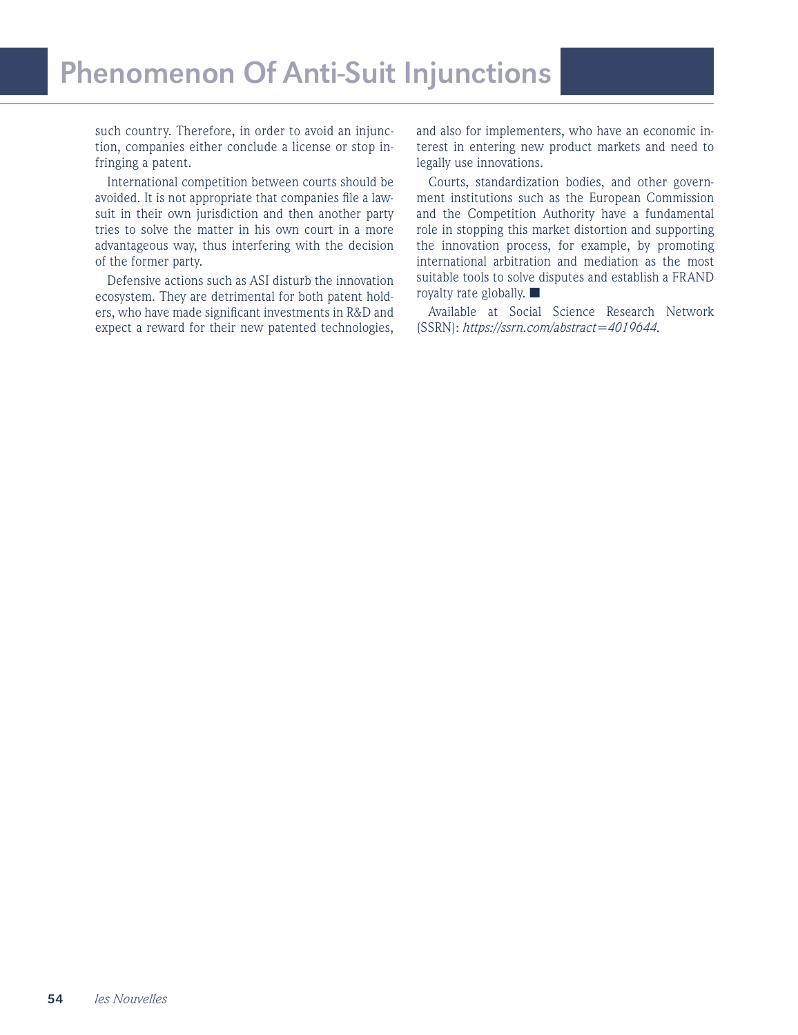such country. Therefore, in order to avoid an injunction, companies either conclude a license or stop infringing a patent.

International competition between courts should be avoided. It is not appropriate that companies file a lawsuit in their own jurisdiction and then another party tries to solve the matter in his own court in a more advantageous way, thus interfering with the decision of the former party.

Defensive actions such as ASI disturb the innovation ecosystem. They are detrimental for both patent holders, who have made significant investments in R&D and expect a reward for their new patented technologies, and also for implementers, who have an economic interest in entering new product markets and need to legally use innovations.

Courts, standardization bodies, and other government institutions such as the European Commission and the Competition Authority have a fundamental role in stopping this market distortion and supporting the innovation process, for example, by promoting international arbitration and mediation as the most suitable tools to solve disputes and establish a FRAND royalty rate globally. ■

Available at Social Science Research Network (SSRN): *https://ssrn.com/abstract=4019644.*